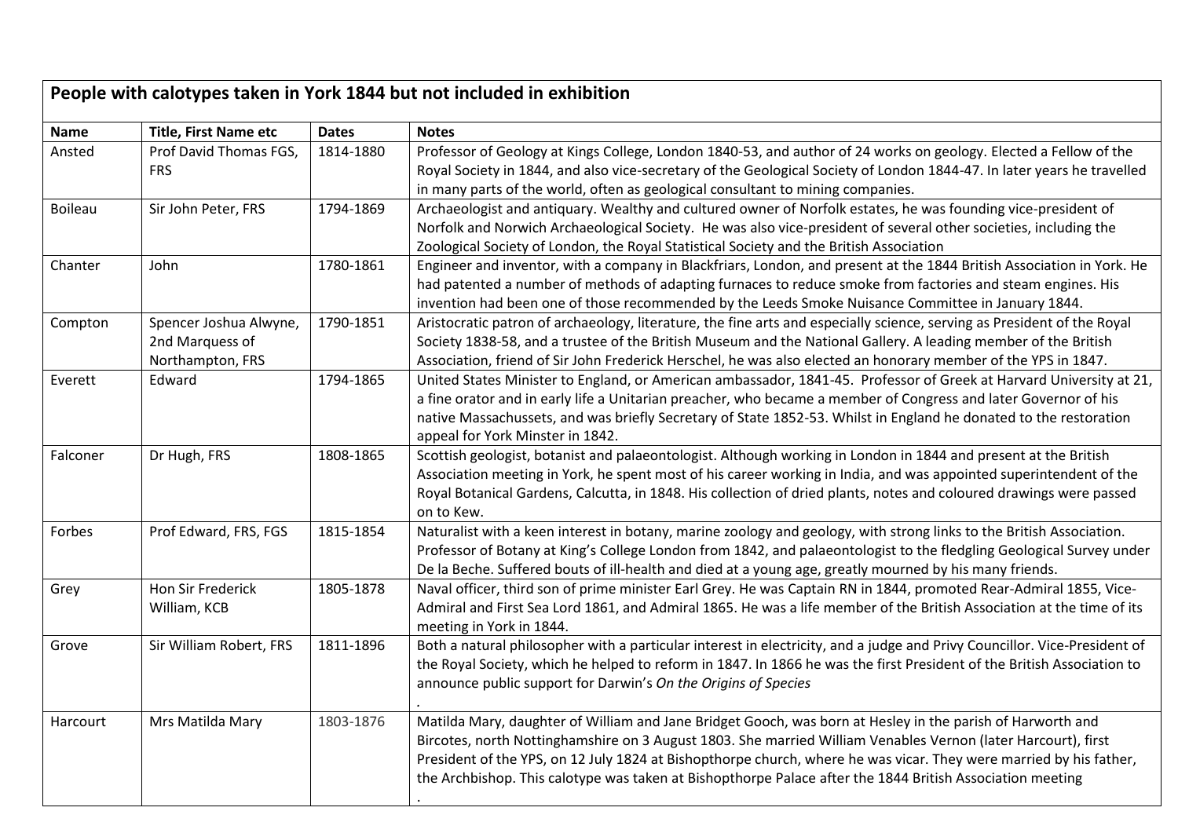| People with calotypes taken in York 1844 but not included in exhibition | | | |
|---|---|---|---|
| **Name** | **Title, First Name etc** | **Dates** | **Notes** |
| Ansted | Prof David Thomas FGS, FRS | 1814-1880 | Professor of Geology at Kings College, London 1840-53, and author of 24 works on geology. Elected a Fellow of the Royal Society in 1844, and also vice-secretary of the Geological Society of London 1844-47. In later years he travelled in many parts of the world, often as geological consultant to mining companies. |
| Boileau | Sir John Peter, FRS | 1794-1869 | Archaeologist and antiquary. Wealthy and cultured owner of Norfolk estates, he was founding vice-president of Norfolk and Norwich Archaeological Society. He was also vice-president of several other societies, including the Zoological Society of London, the Royal Statistical Society and the British Association |
| Chanter | John | 1780-1861 | Engineer and inventor, with a company in Blackfriars, London, and present at the 1844 British Association in York. He had patented a number of methods of adapting furnaces to reduce smoke from factories and steam engines. His invention had been one of those recommended by the Leeds Smoke Nuisance Committee in January 1844. |
| Compton | Spencer Joshua Alwyne, 2nd Marquess of Northampton, FRS | 1790-1851 | Aristocratic patron of archaeology, literature, the fine arts and especially science, serving as President of the Royal Society 1838-58, and a trustee of the British Museum and the National Gallery. A leading member of the British Association, friend of Sir John Frederick Herschel, he was also elected an honorary member of the YPS in 1847. |
| Everett | Edward | 1794-1865 | United States Minister to England, or American ambassador, 1841-45. Professor of Greek at Harvard University at 21, a fine orator and in early life a Unitarian preacher, who became a member of Congress and later Governor of his native Massachussets, and was briefly Secretary of State 1852-53. Whilst in England he donated to the restoration appeal for York Minster in 1842. |
| Falconer | Dr Hugh, FRS | 1808-1865 | Scottish geologist, botanist and palaeontologist. Although working in London in 1844 and present at the British Association meeting in York, he spent most of his career working in India, and was appointed superintendent of the Royal Botanical Gardens, Calcutta, in 1848. His collection of dried plants, notes and coloured drawings were passed on to Kew. |
| Forbes | Prof Edward, FRS, FGS | 1815-1854 | Naturalist with a keen interest in botany, marine zoology and geology, with strong links to the British Association. Professor of Botany at King's College London from 1842, and palaeontologist to the fledgling Geological Survey under De la Beche. Suffered bouts of ill-health and died at a young age, greatly mourned by his many friends. |
| Grey | Hon Sir Frederick William, KCB | 1805-1878 | Naval officer, third son of prime minister Earl Grey. He was Captain RN in 1844, promoted Rear-Admiral 1855, Vice-Admiral and First Sea Lord 1861, and Admiral 1865. He was a life member of the British Association at the time of its meeting in York in 1844. |
| Grove | Sir William Robert, FRS | 1811-1896 | Both a natural philosopher with a particular interest in electricity, and a judge and Privy Councillor. Vice-President of the Royal Society, which he helped to reform in 1847. In 1866 he was the first President of the British Association to announce public support for Darwin's *On the Origins of Species* . |
| Harcourt | Mrs Matilda Mary | 1803-1876 | Matilda Mary, daughter of William and Jane Bridget Gooch, was born at Hesley in the parish of Harworth and Bircotes, north Nottinghamshire on 3 August 1803. She married William Venables Vernon (later Harcourt), first President of the YPS, on 12 July 1824 at Bishopthorpe church, where he was vicar. They were married by his father, the Archbishop. This calotype was taken at Bishopthorpe Palace after the 1844 British Association meeting . |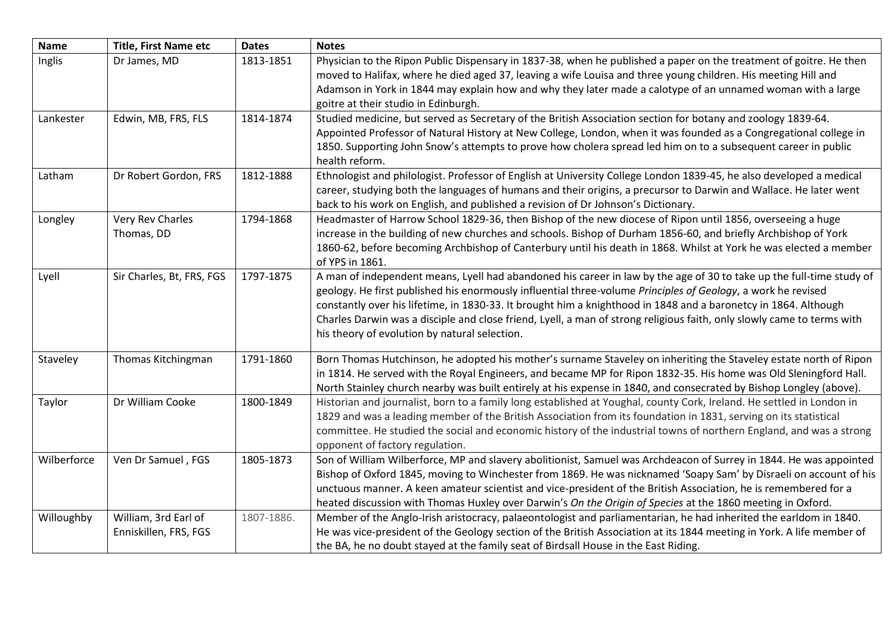| Name | Title, First Name etc | Dates | Notes |
|---|---|---|---|
| Inglis | Dr James, MD | 1813-1851 | Physician to the Ripon Public Dispensary in 1837-38, when he published a paper on the treatment of goitre. He then moved to Halifax, where he died aged 37, leaving a wife Louisa and three young children. His meeting Hill and Adamson in York in 1844 may explain how and why they later made a calotype of an unnamed woman with a large goitre at their studio in Edinburgh. |
| Lankester | Edwin, MB, FRS, FLS | 1814-1874 | Studied medicine, but served as Secretary of the British Association section for botany and zoology 1839-64. Appointed Professor of Natural History at New College, London, when it was founded as a Congregational college in 1850. Supporting John Snow's attempts to prove how cholera spread led him on to a subsequent career in public health reform. |
| Latham | Dr Robert Gordon, FRS | 1812-1888 | Ethnologist and philologist. Professor of English at University College London 1839-45, he also developed a medical career, studying both the languages of humans and their origins, a precursor to Darwin and Wallace. He later went back to his work on English, and published a revision of Dr Johnson's Dictionary. |
| Longley | Very Rev Charles Thomas, DD | 1794-1868 | Headmaster of Harrow School 1829-36, then Bishop of the new diocese of Ripon until 1856, overseeing a huge increase in the building of new churches and schools. Bishop of Durham 1856-60, and briefly Archbishop of York 1860-62, before becoming Archbishop of Canterbury until his death in 1868. Whilst at York he was elected a member of YPS in 1861. |
| Lyell | Sir Charles, Bt, FRS, FGS | 1797-1875 | A man of independent means, Lyell had abandoned his career in law by the age of 30 to take up the full-time study of geology. He first published his enormously influential three-volume *Principles of Geology*, a work he revised constantly over his lifetime, in 1830-33. It brought him a knighthood in 1848 and a baronetcy in 1864. Although Charles Darwin was a disciple and close friend, Lyell, a man of strong religious faith, only slowly came to terms with his theory of evolution by natural selection. |
| Staveley | Thomas Kitchingman | 1791-1860 | Born Thomas Hutchinson, he adopted his mother's surname Staveley on inheriting the Staveley estate north of Ripon in 1814. He served with the Royal Engineers, and became MP for Ripon 1832-35. His home was Old Sleningford Hall. North Stainley church nearby was built entirely at his expense in 1840, and consecrated by Bishop Longley (above). |
| Taylor | Dr William Cooke | 1800-1849 | Historian and journalist, born to a family long established at Youghal, county Cork, Ireland. He settled in London in 1829 and was a leading member of the British Association from its foundation in 1831, serving on its statistical committee. He studied the social and economic history of the industrial towns of northern England, and was a strong opponent of factory regulation. |
| Wilberforce | Ven Dr Samuel , FGS | 1805-1873 | Son of William Wilberforce, MP and slavery abolitionist, Samuel was Archdeacon of Surrey in 1844. He was appointed Bishop of Oxford 1845, moving to Winchester from 1869. He was nicknamed 'Soapy Sam' by Disraeli on account of his unctuous manner. A keen amateur scientist and vice-president of the British Association, he is remembered for a heated discussion with Thomas Huxley over Darwin's *On the Origin of Species* at the 1860 meeting in Oxford. |
| Willoughby | William, 3rd Earl of Enniskillen, FRS, FGS | 1807-1886. | Member of the Anglo-Irish aristocracy, palaeontologist and parliamentarian, he had inherited the earldom in 1840. He was vice-president of the Geology section of the British Association at its 1844 meeting in York. A life member of the BA, he no doubt stayed at the family seat of Birdsall House in the East Riding. |